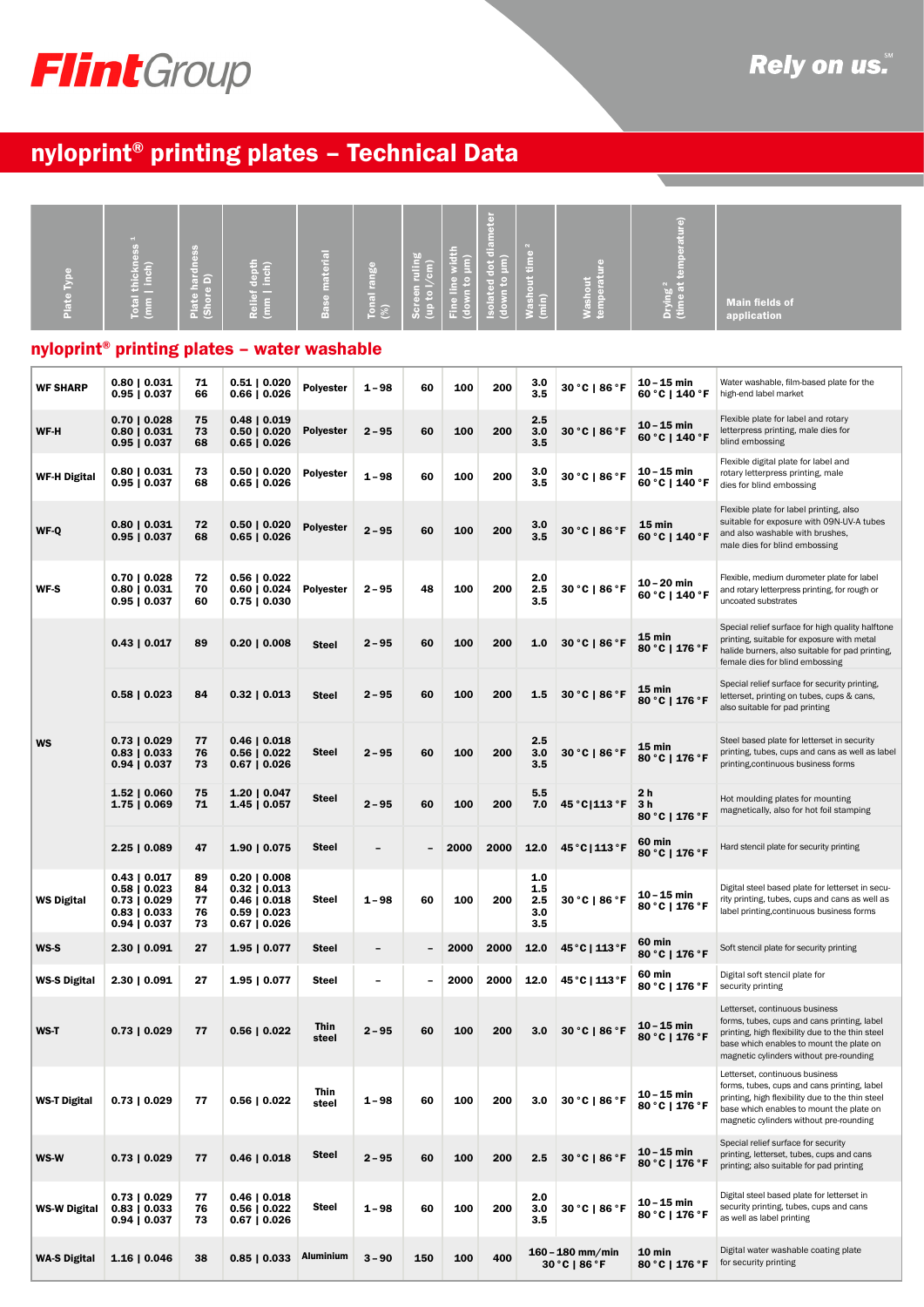FlintGroup

Rely on us.℠

# nyloprint® printing plates – Technical Data

## nyloprint® printing plates – water washable

| Plate Type | Total thickness [1] (mm \| inch) | Plate hardness (Shore D) | Relief depth (mm \| inch) | Base material | Tonal range (%) | Screen ruling (up to l/cm) | Fine line width (down to µm) | Isolated dot diameter (down to µm) | Washout time [2] (min) | Washout temperature | Drying [2] (time at temperature) | Main fields of application |
|---|---|---|---|---|---|---|---|---|---|---|---|---|
| WF SHARP | 0.80 \| 0.031<br>0.95 \| 0.037 | 71<br>66 | 0.51 \| 0.020<br>0.66 \| 0.026 | Polyester | 1 – 98 | 60 | 100 | 200 | 3.0<br>3.5 | 30 °C \| 86 °F | 10 – 15 min<br>60 °C \| 140 °F | Water washable, film-based plate for the high-end label market |
| WF-H | 0.70 \| 0.028<br>0.80 \| 0.031<br>0.95 \| 0.037 | 75<br>73<br>68 | 0.48 \| 0.019<br>0.50 \| 0.020<br>0.65 \| 0.026 | Polyester | 2 – 95 | 60 | 100 | 200 | 2.5<br>3.0<br>3.5 | 30 °C \| 86 °F | 10 – 15 min<br>60 °C \| 140 °F | Flexible plate for label and rotary letterpress printing, male dies for blind embossing |
| WF-H Digital | 0.80 \| 0.031<br>0.95 \| 0.037 | 73<br>68 | 0.50 \| 0.020<br>0.65 \| 0.026 | Polyester | 1 – 98 | 60 | 100 | 200 | 3.0<br>3.5 | 30 °C \| 86 °F | 10 – 15 min<br>60 °C \| 140 °F | Flexible digital plate for label and rotary letterpress printing, male dies for blind embossing |
| WF-Q | 0.80 \| 0.031<br>0.95 \| 0.037 | 72<br>68 | 0.50 \| 0.020<br>0.65 \| 0.026 | Polyester | 2 – 95 | 60 | 100 | 200 | 3.0<br>3.5 | 30 °C \| 86 °F | 15 min<br>60 °C \| 140 °F | Flexible plate for label printing, also suitable for exposure with 09N-UV-A tubes and also washable with brushes, male dies for blind embossing |
| WF-S | 0.70 \| 0.028<br>0.80 \| 0.031<br>0.95 \| 0.037 | 72<br>70<br>60 | 0.56 \| 0.022<br>0.60 \| 0.024<br>0.75 \| 0.030 | Polyester | 2 – 95 | 48 | 100 | 200 | 2.0<br>2.5<br>3.5 | 30 °C \| 86 °F | 10 – 20 min<br>60 °C \| 140 °F | Flexible, medium durometer plate for label and rotary letterpress printing, for rough or uncoated substrates |
| WS | 0.43 \| 0.017 | 89 | 0.20 \| 0.008 | Steel | 2 – 95 | 60 | 100 | 200 | 1.0 | 30 °C \| 86 °F | 15 min<br>80 °C \| 176 °F | Special relief surface for high quality halftone printing, suitable for exposure with metal halide burners, also suitable for pad printing, female dies for blind embossing |
| | 0.58 \| 0.023 | 84 | 0.32 \| 0.013 | Steel | 2 – 95 | 60 | 100 | 200 | 1.5 | 30 °C \| 86 °F | 15 min<br>80 °C \| 176 °F | Special relief surface for security printing, letterset, printing on tubes, cups & cans, also suitable for pad printing |
| | 0.73 \| 0.029<br>0.83 \| 0.033<br>0.94 \| 0.037 | 77<br>76<br>73 | 0.46 \| 0.018<br>0.56 \| 0.022<br>0.67 \| 0.026 | Steel | 2 – 95 | 60 | 100 | 200 | 2.5<br>3.0<br>3.5 | 30 °C \| 86 °F | 15 min<br>80 °C \| 176 °F | Steel based plate for letterset in security printing, tubes, cups and cans as well as label printing,continuous business forms |
| | 1.52 \| 0.060<br>1.75 \| 0.069 | 75<br>71 | 1.20 \| 0.047<br>1.45 \| 0.057 | Steel | 2 – 95 | 60 | 100 | 200 | 5.5<br>7.0 | 45 °C\|113 °F | 2 h<br>3 h<br>80 °C \| 176 °F | Hot moulding plates for mounting magnetically, also for hot foil stamping |
| | 2.25 \| 0.089 | 47 | 1.90 \| 0.075 | Steel | – | – | 2000 | 2000 | 12.0 | 45 °C\|113 °F | 60 min<br>80 °C \| 176 °F | Hard stencil plate for security printing |
| WS Digital | 0.43 \| 0.017<br>0.58 \| 0.023<br>0.73 \| 0.029<br>0.83 \| 0.033<br>0.94 \| 0.037 | 89<br>84<br>77<br>76<br>73 | 0.20 \| 0.008<br>0.32 \| 0.013<br>0.46 \| 0.018<br>0.56 \| 0.022<br>0.59 \| 0.023<br>0.67 \| 0.026 | Steel | 1 – 98 | 60 | 100 | 200 | 1.0<br>1.5<br>2.5<br>3.0<br>3.5 | 30 °C \| 86 °F | 10 – 15 min<br>80 °C \| 176 °F | Digital steel based plate for letterset in security printing, tubes, cups and cans as well as label printing,continuous business forms |
| WS-S | 2.30 \| 0.091 | 27 | 1.95 \| 0.077 | Steel | – | – | 2000 | 2000 | 12.0 | 45 °C \| 113 °F | 60 min<br>80 °C \| 176 °F | Soft stencil plate for security printing |
| WS-S Digital | 2.30 \| 0.091 | 27 | 1.95 \| 0.077 | Steel | – | – | 2000 | 2000 | 12.0 | 45 °C \| 113 °F | 60 min<br>80 °C \| 176 °F | Digital soft stencil plate for security printing |
| WS-T | 0.73 \| 0.029 | 77 | 0.56 \| 0.022 | Thin steel | 2 – 95 | 60 | 100 | 200 | 3.0 | 30 °C \| 86 °F | 10 – 15 min<br>80 °C \| 176 °F | Letterset, continuous business forms, tubes, cups and cans printing, label printing, high flexibility due to the thin steel base which enables to mount the plate on magnetic cylinders without pre-rounding |
| WS-T Digital | 0.73 \| 0.029 | 77 | 0.56 \| 0.022 | Thin steel | 1 – 98 | 60 | 100 | 200 | 3.0 | 30 °C \| 86 °F | 10 – 15 min<br>80 °C \| 176 °F | Letterset, continuous business forms, tubes, cups and cans printing, label printing, high flexibility due to the thin steel base which enables to mount the plate on magnetic cylinders without pre-rounding |
| WS-W | 0.73 \| 0.029 | 77 | 0.46 \| 0.018 | Steel | 2 – 95 | 60 | 100 | 200 | 2.5 | 30 °C \| 86 °F | 10 – 15 min<br>80 °C \| 176 °F | Special relief surface for security printing, letterset, tubes, cups and cans printing; also suitable for pad printing |
| WS-W Digital | 0.73 \| 0.029<br>0.83 \| 0.033<br>0.94 \| 0.037 | 77<br>76<br>73 | 0.46 \| 0.018<br>0.56 \| 0.022<br>0.67 \| 0.026 | Steel | 1 – 98 | 60 | 100 | 200 | 2.0<br>3.0<br>3.5 | 30 °C \| 86 °F | 10 – 15 min<br>80 °C \| 176 °F | Digital steel based plate for letterset in security printing, tubes, cups and cans as well as label printing |
| WA-S Digital | 1.16 \| 0.046 | 38 | 0.85 \| 0.033 | Aluminium | 3 – 90 | 150 | 100 | 400 | 160 – 180 mm/min | 30 °C \| 86 °F | 10 min<br>80 °C \| 176 °F | Digital water washable coating plate for security printing |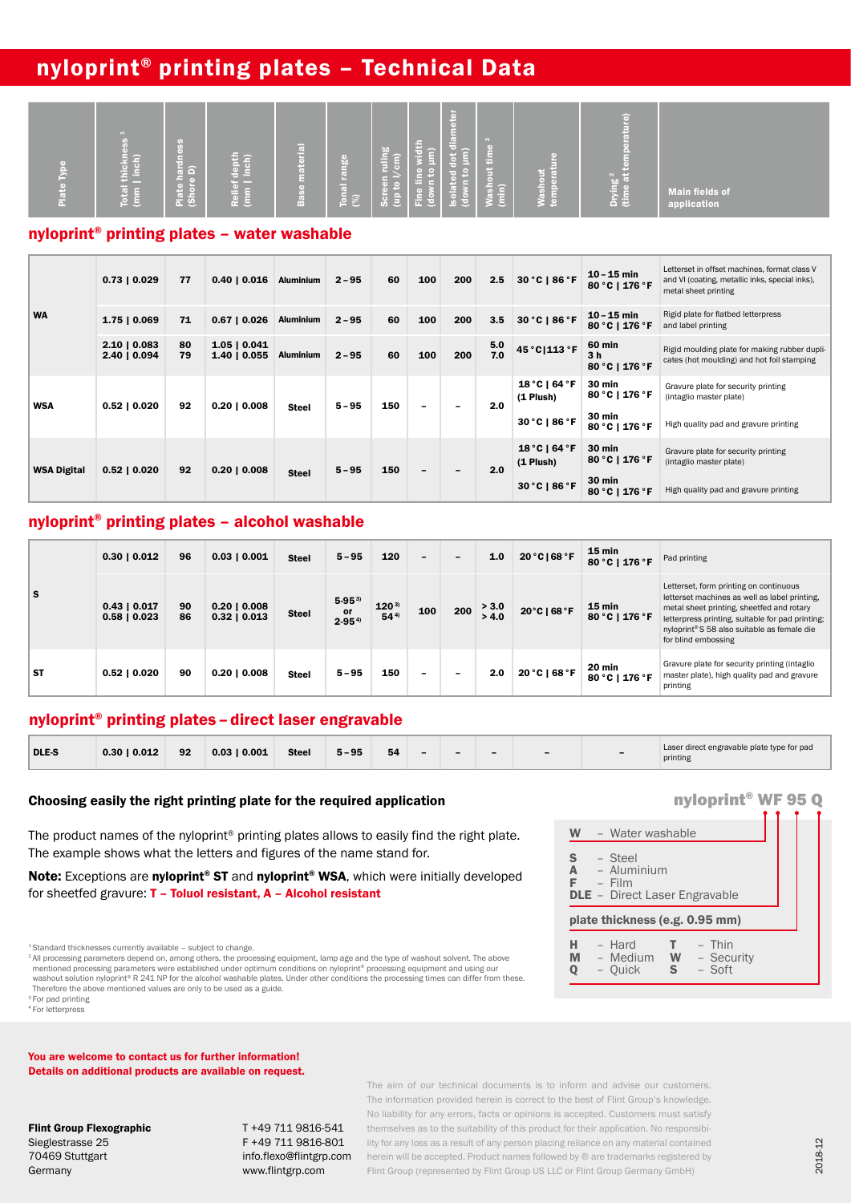# nyloprint® printing plates – Technical Data

| Plate Type | Total thickness [1] (mm \| inch) | Plate hardness (Shore D) | Relief depth (mm \| inch) | Base material | Tonal range (%) | Screen ruling (up to l/cm) | Fine line width (down to µm) | Isolated dot diameter (down to µm) | Washout time [2] (min) | Washout temperature | Drying [2] (time at temperature) | Main fields of application |
|---|---|---|---|---|---|---|---|---|---|---|---|---|
| **nyloprint® printing plates – water washable** | | | | | | | | | | | | |
| WA | 0.73 \| 0.029 | 77 | 0.40 \| 0.016 | Aluminium | 2 – 95 | 60 | 100 | 200 | 2.5 | 30 °C \| 86 °F | 10 – 15 min 80 °C \| 176 °F | Letterset in offset machines, format class V and VI (coating, metallic inks, special inks), metal sheet printing |
| | 1.75 \| 0.069 | 71 | 0.67 \| 0.026 | Aluminium | 2 – 95 | 60 | 100 | 200 | 3.5 | 30 °C \| 86 °F | 10 – 15 min 80 °C \| 176 °F | Rigid plate for flatbed letterpress and label printing |
| | 2.10 \| 0.083 2.40 \| 0.094 | 80 79 | 1.05 \| 0.041 1.40 \| 0.055 | Aluminium | 2 – 95 | 60 | 100 | 200 | 5.0 7.0 | 45 °C\|113 °F | 60 min 3 h 80 °C \| 176 °F | Rigid moulding plate for making rubber duplicates (hot moulding) and hot foil stamping |
| WSA | 0.52 \| 0.020 | 92 | 0.20 \| 0.008 | Steel | 5 – 95 | 150 | – | – | 2.0 | 18 °C \| 64 °F (1 Plush) | 30 min 80 °C \| 176 °F | Gravure plate for security printing (intaglio master plate) |
| | | | | | | | | | | 30 °C \| 86 °F | 30 min 80 °C \| 176 °F | High quality pad and gravure printing |
| WSA Digital | 0.52 \| 0.020 | 92 | 0.20 \| 0.008 | Steel | 5 – 95 | 150 | – | – | 2.0 | 18 °C \| 64 °F (1 Plush) | 30 min 80 °C \| 176 °F | Gravure plate for security printing (intaglio master plate) |
| | | | | | | | | | | 30 °C \| 86 °F | 30 min 80 °C \| 176 °F | High quality pad and gravure printing |
| **nyloprint® printing plates – alcohol washable** | | | | | | | | | | | | |
| S | 0.30 \| 0.012 | 96 | 0.03 \| 0.001 | Steel | 5 – 95 | 120 | – | – | 1.0 | 20 °C \| 68 °F | 15 min 80 °C \| 176 °F | Pad printing |
| | 0.43 \| 0.017 0.58 \| 0.023 | 90 86 | 0.20 \| 0.008 0.32 \| 0.013 | Steel | 5-95 [3] or 2-95 [4] | 120 [3] 54 [4] | 100 | 200 | > 3.0 > 4.0 | 20°C \| 68 °F | 15 min 80 °C \| 176 °F | Letterset, form printing on continuous letterset machines as well as label printing, metal sheet printing, sheetfed and rotary letterpress printing, suitable for pad printing; nyloprint® S 58 also suitable as female die for blind embossing |
| ST | 0.52 \| 0.020 | 90 | 0.20 \| 0.008 | Steel | 5 – 95 | 150 | – | – | 2.0 | 20 °C \| 68 °F | 20 min 80 °C \| 176 °F | Gravure plate for security printing (intaglio master plate), high quality pad and gravure printing |
| **nyloprint® printing plates – direct laser engravable** | | | | | | | | | | | | |
| DLE-S | 0.30 \| 0.012 | 92 | 0.03 \| 0.001 | Steel | 5 – 95 | 54 | – | – | – | – | – | Laser direct engravable plate type for pad printing |

## Choosing easily the right printing plate for the required application

The product names of the nyloprint® printing plates allows to easily find the right plate. The example shows what the letters and figures of the name stand for.

**Note:** Exceptions are **nyloprint® ST** and **nyloprint® WSA**, which were initially developed for sheetfed gravure: **T – Toluol resistant, A – Alcohol resistant**

**nyloprint® WF 95 Q**

- **W** – Water washable
- **S** – Steel
- **A** – Aluminium
- **F** – Film
- **DLE** – Direct Laser Engravable

**plate thickness (e.g. 0.95 mm)**

- **H** – Hard
- **M** – Medium
- **Q** – Quick
- **T** – Thin
- **W** – Security
- **S** – Soft

[1] Standard thicknesses currently available – subject to change.
[2] All processing parameters depend on, among others, the processing equipment, lamp age and the type of washout solvent. The above mentioned processing parameters were established under optimum conditions on nyloprint® processing equipment and using our washout solution nyloprint® R 241 NP for the alcohol washable plates. Under other conditions the processing times can differ from these. Therefore the above mentioned values are only to be used as a guide.
[3] For pad printing
[4] For letterpress

**You are welcome to contact us for further information!**
**Details on additional products are available on request.**

**Flint Group Flexographic**
Sieglestrasse 25
70469 Stuttgart
Germany

T +49 711 9816-541
F +49 711 9816-801
info.flexo@flintgrp.com
www.flintgrp.com

The aim of our technical documents is to inform and advise our customers. The information provided herein is correct to the best of Flint Group's knowledge. No liability for any errors, facts or opinions is accepted. Customers must satisfy themselves as to the suitability of this product for their application. No responsibility for any loss as a result of any person placing reliance on any material contained herein will be accepted. Product names followed by ® are trademarks registered by Flint Group (represented by Flint Group US LLC or Flint Group Germany GmbH)

2018-12